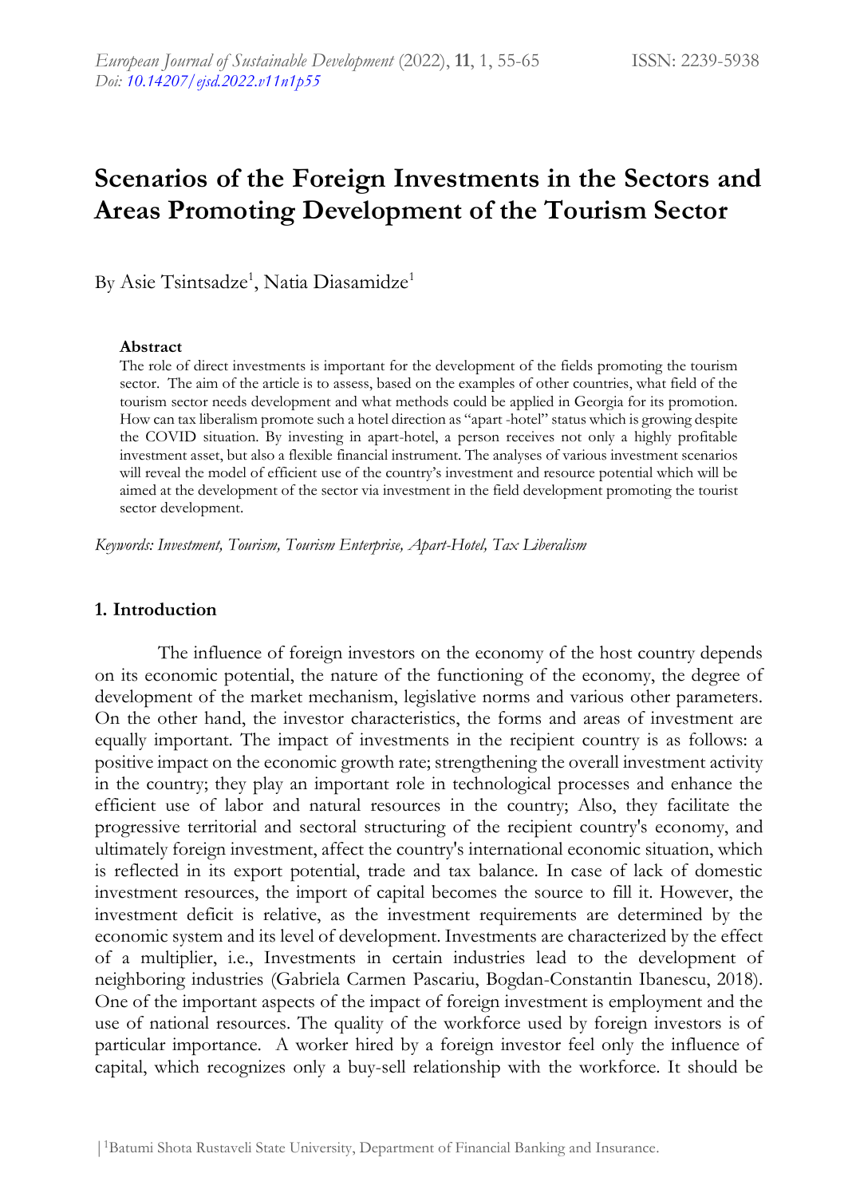# Scenarios of the Foreign Investments in the Sectors and Areas Promoting Development of the Tourism Sector

By Asie Tsintsadze[1], Natia Diasamidze[1]

**Abstract**

The role of direct investments is important for the development of the fields promoting the tourism sector. The aim of the article is to assess, based on the examples of other countries, what field of the tourism sector needs development and what methods could be applied in Georgia for its promotion. How can tax liberalism promote such a hotel direction as "apart -hotel" status which is growing despite the COVID situation. By investing in apart-hotel, a person receives not only a highly profitable investment asset, but also a flexible financial instrument. The analyses of various investment scenarios will reveal the model of efficient use of the country's investment and resource potential which will be aimed at the development of the sector via investment in the field development promoting the tourist sector development.

*Keywords: Investment, Tourism, Tourism Enterprise, Apart-Hotel, Tax Liberalism*

## 1. Introduction

The influence of foreign investors on the economy of the host country depends on its economic potential, the nature of the functioning of the economy, the degree of development of the market mechanism, legislative norms and various other parameters. On the other hand, the investor characteristics, the forms and areas of investment are equally important. The impact of investments in the recipient country is as follows: a positive impact on the economic growth rate; strengthening the overall investment activity in the country; they play an important role in technological processes and enhance the efficient use of labor and natural resources in the country; Also, they facilitate the progressive territorial and sectoral structuring of the recipient country's economy, and ultimately foreign investment, affect the country's international economic situation, which is reflected in its export potential, trade and tax balance. In case of lack of domestic investment resources, the import of capital becomes the source to fill it. However, the investment deficit is relative, as the investment requirements are determined by the economic system and its level of development. Investments are characterized by the effect of a multiplier, i.e., Investments in certain industries lead to the development of neighboring industries (Gabriela Carmen Pascariu, Bogdan-Constantin Ibanescu, 2018). One of the important aspects of the impact of foreign investment is employment and the use of national resources. The quality of the workforce used by foreign investors is of particular importance. A worker hired by a foreign investor feel only the influence of capital, which recognizes only a buy-sell relationship with the workforce. It should be

[1]Batumi Shota Rustaveli State University, Department of Financial Banking and Insurance.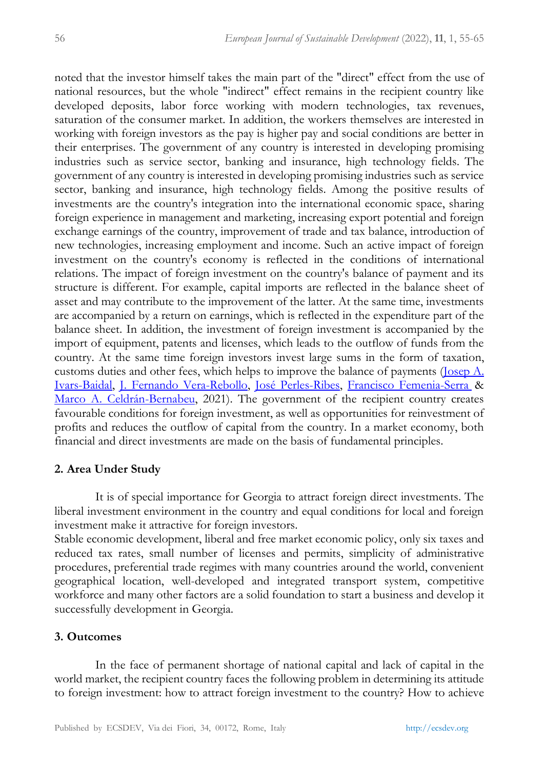noted that the investor himself takes the main part of the "direct" effect from the use of national resources, but the whole "indirect" effect remains in the recipient country like developed deposits, labor force working with modern technologies, tax revenues, saturation of the consumer market. In addition, the workers themselves are interested in working with foreign investors as the pay is higher pay and social conditions are better in their enterprises. The government of any country is interested in developing promising industries such as service sector, banking and insurance, high technology fields. The government of any country is interested in developing promising industries such as service sector, banking and insurance, high technology fields. Among the positive results of investments are the country's integration into the international economic space, sharing foreign experience in management and marketing, increasing export potential and foreign exchange earnings of the country, improvement of trade and tax balance, introduction of new technologies, increasing employment and income. Such an active impact of foreign investment on the country's economy is reflected in the conditions of international relations. The impact of foreign investment on the country's balance of payment and its structure is different. For example, capital imports are reflected in the balance sheet of asset and may contribute to the improvement of the latter. At the same time, investments are accompanied by a return on earnings, which is reflected in the expenditure part of the balance sheet. In addition, the investment of foreign investment is accompanied by the import of equipment, patents and licenses, which leads to the outflow of funds from the country. At the same time foreign investors invest large sums in the form of taxation, customs duties and other fees, which helps to improve the balance of payments (Josep A. Ivars-Baidal, J. Fernando Vera-Rebollo, José Perles-Ribes, Francisco Femenia-Serra & Marco A. Celdrán-Bernabeu, 2021). The government of the recipient country creates favourable conditions for foreign investment, as well as opportunities for reinvestment of profits and reduces the outflow of capital from the country. In a market economy, both financial and direct investments are made on the basis of fundamental principles.

## 2. Area Under Study

It is of special importance for Georgia to attract foreign direct investments. The liberal investment environment in the country and equal conditions for local and foreign investment make it attractive for foreign investors.

Stable economic development, liberal and free market economic policy, only six taxes and reduced tax rates, small number of licenses and permits, simplicity of administrative procedures, preferential trade regimes with many countries around the world, convenient geographical location, well-developed and integrated transport system, competitive workforce and many other factors are a solid foundation to start a business and develop it successfully development in Georgia.

## 3. Outcomes

In the face of permanent shortage of national capital and lack of capital in the world market, the recipient country faces the following problem in determining its attitude to foreign investment: how to attract foreign investment to the country? How to achieve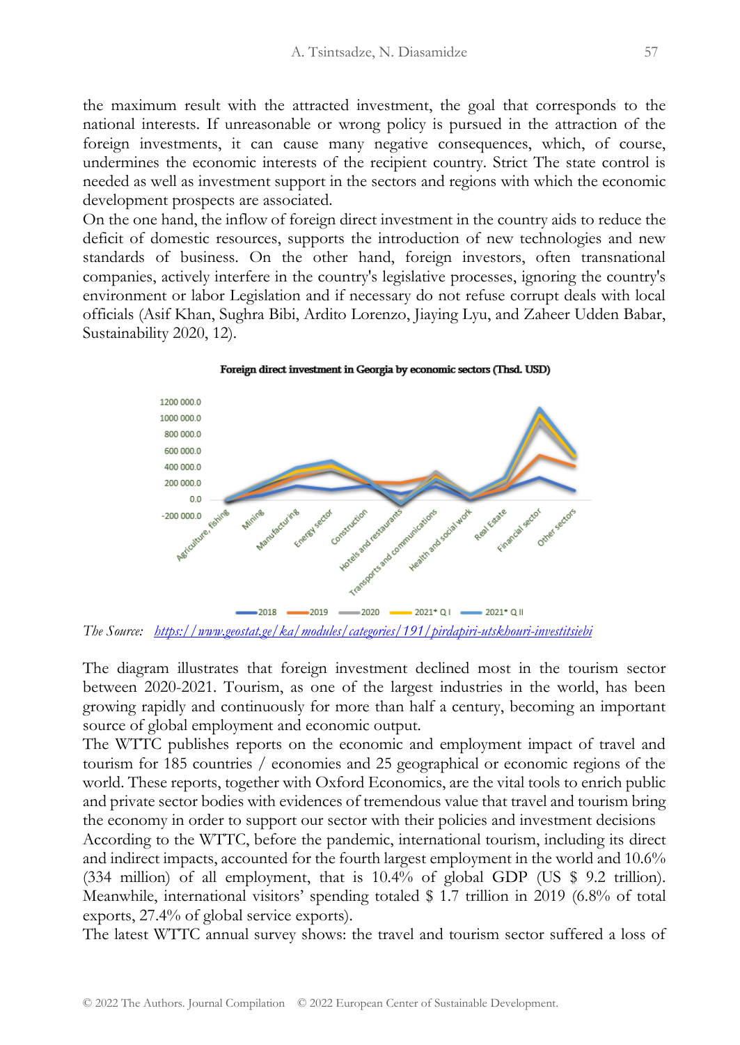the maximum result with the attracted investment, the goal that corresponds to the national interests. If unreasonable or wrong policy is pursued in the attraction of the foreign investments, it can cause many negative consequences, which, of course, undermines the economic interests of the recipient country. Strict The state control is needed as well as investment support in the sectors and regions with which the economic development prospects are associated.

On the one hand, the inflow of foreign direct investment in the country aids to reduce the deficit of domestic resources, supports the introduction of new technologies and new standards of business. On the other hand, foreign investors, often transnational companies, actively interfere in the country's legislative processes, ignoring the country's environment or labor Legislation and if necessary do not refuse corrupt deals with local officials (Asif Khan, Sughra Bibi, Ardito Lorenzo, Jiaying Lyu, and Zaheer Udden Babar, Sustainability 2020, 12).

**Foreign direct investment in Georgia by economic sectors (Thsd. USD)**

*The Source:* *https://www.geostat.ge/ka/modules/categories/191/pirdapiri-utskhouri-investitsiebi*

The diagram illustrates that foreign investment declined most in the tourism sector between 2020-2021. Tourism, as one of the largest industries in the world, has been growing rapidly and continuously for more than half a century, becoming an important source of global employment and economic output.

The WTTC publishes reports on the economic and employment impact of travel and tourism for 185 countries / economies and 25 geographical or economic regions of the world. These reports, together with Oxford Economics, are the vital tools to enrich public and private sector bodies with evidences of tremendous value that travel and tourism bring the economy in order to support our sector with their policies and investment decisions

According to the WTTC, before the pandemic, international tourism, including its direct and indirect impacts, accounted for the fourth largest employment in the world and 10.6% (334 million) of all employment, that is 10.4% of global GDP (US $ 9.2 trillion). Meanwhile, international visitors' spending totaled $ 1.7 trillion in 2019 (6.8% of total exports, 27.4% of global service exports).

The latest WTTC annual survey shows: the travel and tourism sector suffered a loss of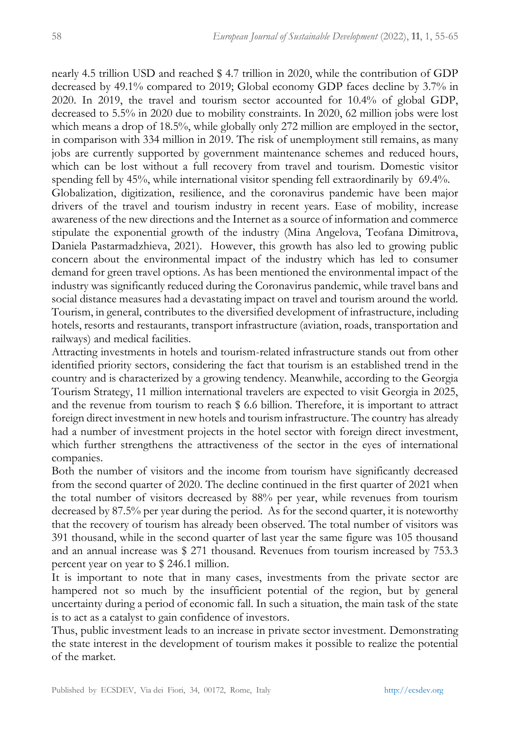nearly 4.5 trillion USD and reached $ 4.7 trillion in 2020, while the contribution of GDP decreased by 49.1% compared to 2019; Global economy GDP faces decline by 3.7% in 2020. In 2019, the travel and tourism sector accounted for 10.4% of global GDP, decreased to 5.5% in 2020 due to mobility constraints. In 2020, 62 million jobs were lost which means a drop of 18.5%, while globally only 272 million are employed in the sector, in comparison with 334 million in 2019. The risk of unemployment still remains, as many jobs are currently supported by government maintenance schemes and reduced hours, which can be lost without a full recovery from travel and tourism. Domestic visitor spending fell by 45%, while international visitor spending fell extraordinarily by 69.4%.

Globalization, digitization, resilience, and the coronavirus pandemic have been major drivers of the travel and tourism industry in recent years. Ease of mobility, increase awareness of the new directions and the Internet as a source of information and commerce stipulate the exponential growth of the industry (Mina Angelova, Teofana Dimitrova, Daniela Pastarmadzhieva, 2021). However, this growth has also led to growing public concern about the environmental impact of the industry which has led to consumer demand for green travel options. As has been mentioned the environmental impact of the industry was significantly reduced during the Coronavirus pandemic, while travel bans and social distance measures had a devastating impact on travel and tourism around the world. Tourism, in general, contributes to the diversified development of infrastructure, including hotels, resorts and restaurants, transport infrastructure (aviation, roads, transportation and railways) and medical facilities.

Attracting investments in hotels and tourism-related infrastructure stands out from other identified priority sectors, considering the fact that tourism is an established trend in the country and is characterized by a growing tendency. Meanwhile, according to the Georgia Tourism Strategy, 11 million international travelers are expected to visit Georgia in 2025, and the revenue from tourism to reach $ 6.6 billion. Therefore, it is important to attract foreign direct investment in new hotels and tourism infrastructure. The country has already had a number of investment projects in the hotel sector with foreign direct investment, which further strengthens the attractiveness of the sector in the eyes of international companies.

Both the number of visitors and the income from tourism have significantly decreased from the second quarter of 2020. The decline continued in the first quarter of 2021 when the total number of visitors decreased by 88% per year, while revenues from tourism decreased by 87.5% per year during the period. As for the second quarter, it is noteworthy that the recovery of tourism has already been observed. The total number of visitors was 391 thousand, while in the second quarter of last year the same figure was 105 thousand and an annual increase was $ 271 thousand. Revenues from tourism increased by 753.3 percent year on year to $ 246.1 million.

It is important to note that in many cases, investments from the private sector are hampered not so much by the insufficient potential of the region, but by general uncertainty during a period of economic fall. In such a situation, the main task of the state is to act as a catalyst to gain confidence of investors.

Thus, public investment leads to an increase in private sector investment. Demonstrating the state interest in the development of tourism makes it possible to realize the potential of the market.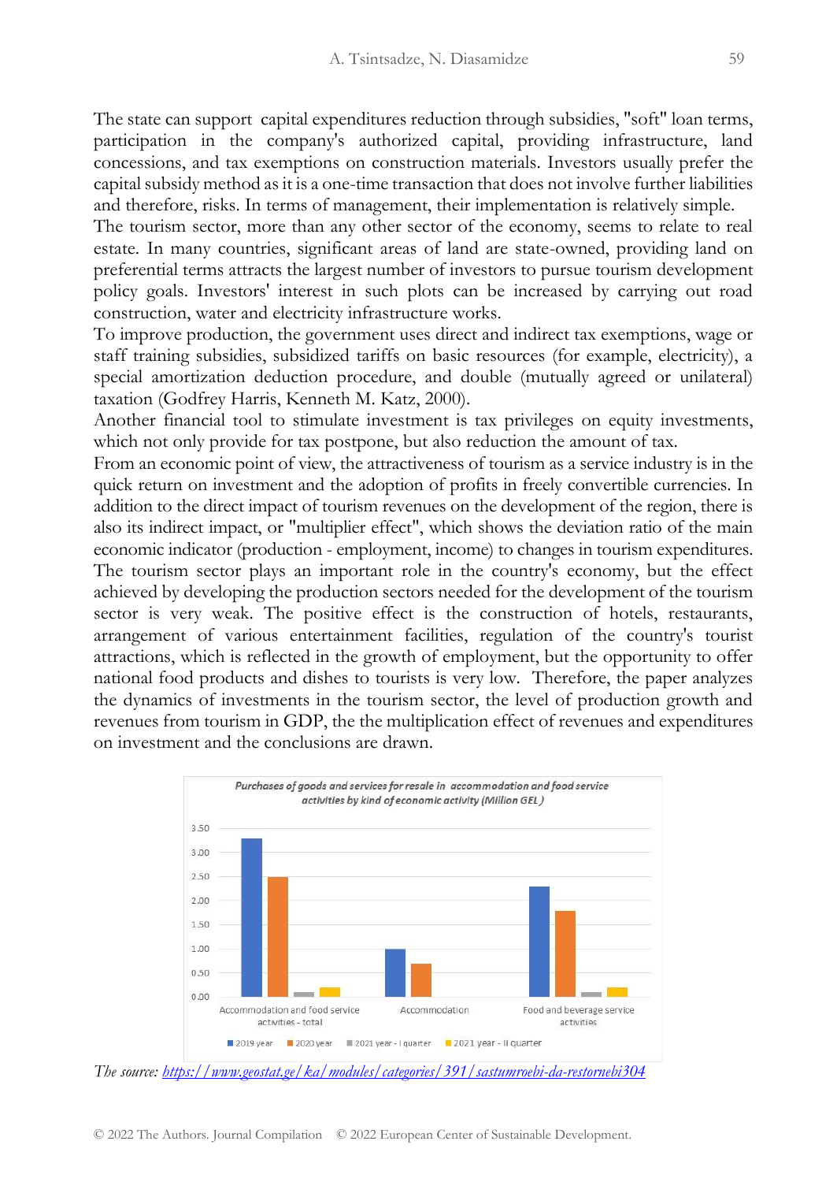The state can support capital expenditures reduction through subsidies, "soft" loan terms, participation in the company's authorized capital, providing infrastructure, land concessions, and tax exemptions on construction materials. Investors usually prefer the capital subsidy method as it is a one-time transaction that does not involve further liabilities and therefore, risks. In terms of management, their implementation is relatively simple.

The tourism sector, more than any other sector of the economy, seems to relate to real estate. In many countries, significant areas of land are state-owned, providing land on preferential terms attracts the largest number of investors to pursue tourism development policy goals. Investors' interest in such plots can be increased by carrying out road construction, water and electricity infrastructure works.

To improve production, the government uses direct and indirect tax exemptions, wage or staff training subsidies, subsidized tariffs on basic resources (for example, electricity), a special amortization deduction procedure, and double (mutually agreed or unilateral) taxation (Godfrey Harris, Kenneth M. Katz, 2000).

Another financial tool to stimulate investment is tax privileges on equity investments, which not only provide for tax postpone, but also reduction the amount of tax.

From an economic point of view, the attractiveness of tourism as a service industry is in the quick return on investment and the adoption of profits in freely convertible currencies. In addition to the direct impact of tourism revenues on the development of the region, there is also its indirect impact, or "multiplier effect", which shows the deviation ratio of the main economic indicator (production - employment, income) to changes in tourism expenditures. The tourism sector plays an important role in the country's economy, but the effect achieved by developing the production sectors needed for the development of the tourism sector is very weak. The positive effect is the construction of hotels, restaurants, arrangement of various entertainment facilities, regulation of the country's tourist attractions, which is reflected in the growth of employment, but the opportunity to offer national food products and dishes to tourists is very low. Therefore, the paper analyzes the dynamics of investments in the tourism sector, the level of production growth and revenues from tourism in GDP, the the multiplication effect of revenues and expenditures on investment and the conclusions are drawn.

*Purchases of goods and services for resale in accommodation and food service activities by kind of economic activity (Million GEL)*

*The source: https://www.geostat.ge/ka/modules/categories/391/sastumroebi-da-restornebi304*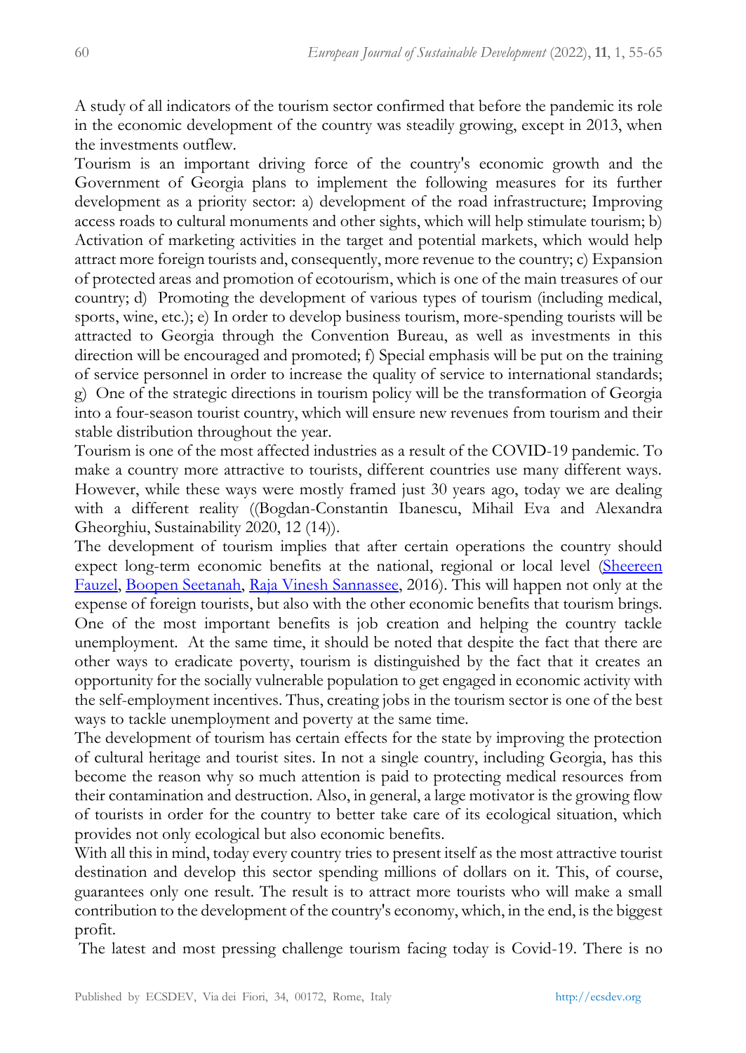A study of all indicators of the tourism sector confirmed that before the pandemic its role in the economic development of the country was steadily growing, except in 2013, when the investments outflew.

Tourism is an important driving force of the country's economic growth and the Government of Georgia plans to implement the following measures for its further development as a priority sector: a) development of the road infrastructure; Improving access roads to cultural monuments and other sights, which will help stimulate tourism; b) Activation of marketing activities in the target and potential markets, which would help attract more foreign tourists and, consequently, more revenue to the country; c) Expansion of protected areas and promotion of ecotourism, which is one of the main treasures of our country; d) Promoting the development of various types of tourism (including medical, sports, wine, etc.); e) In order to develop business tourism, more-spending tourists will be attracted to Georgia through the Convention Bureau, as well as investments in this direction will be encouraged and promoted; f) Special emphasis will be put on the training of service personnel in order to increase the quality of service to international standards; g) One of the strategic directions in tourism policy will be the transformation of Georgia into a four-season tourist country, which will ensure new revenues from tourism and their stable distribution throughout the year.

Tourism is one of the most affected industries as a result of the COVID-19 pandemic. To make a country more attractive to tourists, different countries use many different ways. However, while these ways were mostly framed just 30 years ago, today we are dealing with a different reality ((Bogdan-Constantin Ibanescu, Mihail Eva and Alexandra Gheorghiu, Sustainability 2020, 12 (14)).

The development of tourism implies that after certain operations the country should expect long-term economic benefits at the national, regional or local level (Sheereen Fauzel, Boopen Seetanah, Raja Vinesh Sannassee, 2016). This will happen not only at the expense of foreign tourists, but also with the other economic benefits that tourism brings. One of the most important benefits is job creation and helping the country tackle unemployment. At the same time, it should be noted that despite the fact that there are other ways to eradicate poverty, tourism is distinguished by the fact that it creates an opportunity for the socially vulnerable population to get engaged in economic activity with the self-employment incentives. Thus, creating jobs in the tourism sector is one of the best ways to tackle unemployment and poverty at the same time.

The development of tourism has certain effects for the state by improving the protection of cultural heritage and tourist sites. In not a single country, including Georgia, has this become the reason why so much attention is paid to protecting medical resources from their contamination and destruction. Also, in general, a large motivator is the growing flow of tourists in order for the country to better take care of its ecological situation, which provides not only ecological but also economic benefits.

With all this in mind, today every country tries to present itself as the most attractive tourist destination and develop this sector spending millions of dollars on it. This, of course, guarantees only one result. The result is to attract more tourists who will make a small contribution to the development of the country's economy, which, in the end, is the biggest profit.

The latest and most pressing challenge tourism facing today is Covid-19. There is no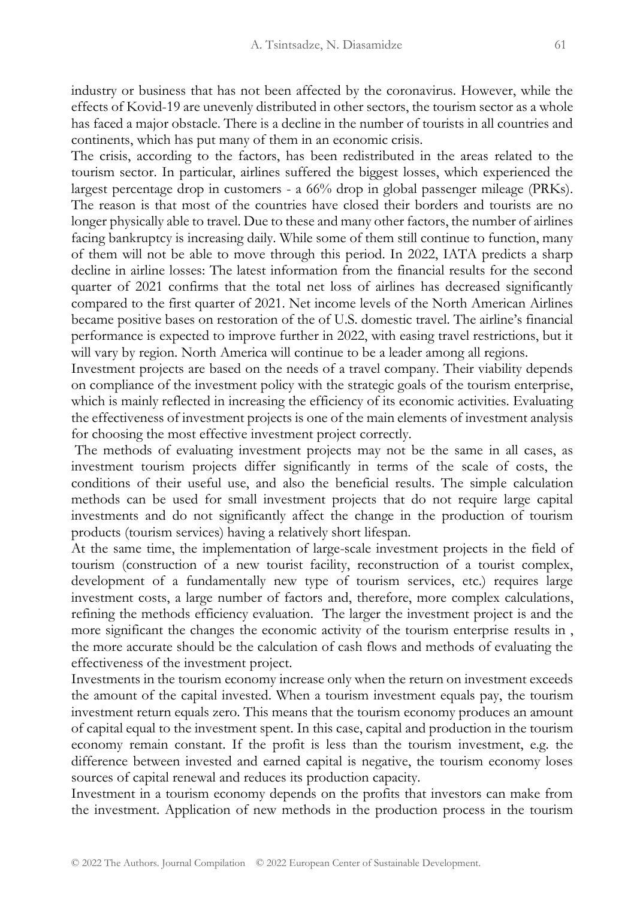industry or business that has not been affected by the coronavirus. However, while the effects of Kovid-19 are unevenly distributed in other sectors, the tourism sector as a whole has faced a major obstacle. There is a decline in the number of tourists in all countries and continents, which has put many of them in an economic crisis.

The crisis, according to the factors, has been redistributed in the areas related to the tourism sector. In particular, airlines suffered the biggest losses, which experienced the largest percentage drop in customers - a 66% drop in global passenger mileage (PRKs). The reason is that most of the countries have closed their borders and tourists are no longer physically able to travel. Due to these and many other factors, the number of airlines facing bankruptcy is increasing daily. While some of them still continue to function, many of them will not be able to move through this period. In 2022, IATA predicts a sharp decline in airline losses: The latest information from the financial results for the second quarter of 2021 confirms that the total net loss of airlines has decreased significantly compared to the first quarter of 2021. Net income levels of the North American Airlines became positive bases on restoration of the of U.S. domestic travel. The airline's financial performance is expected to improve further in 2022, with easing travel restrictions, but it will vary by region. North America will continue to be a leader among all regions.

Investment projects are based on the needs of a travel company. Their viability depends on compliance of the investment policy with the strategic goals of the tourism enterprise, which is mainly reflected in increasing the efficiency of its economic activities. Evaluating the effectiveness of investment projects is one of the main elements of investment analysis for choosing the most effective investment project correctly.

The methods of evaluating investment projects may not be the same in all cases, as investment tourism projects differ significantly in terms of the scale of costs, the conditions of their useful use, and also the beneficial results. The simple calculation methods can be used for small investment projects that do not require large capital investments and do not significantly affect the change in the production of tourism products (tourism services) having a relatively short lifespan.

At the same time, the implementation of large-scale investment projects in the field of tourism (construction of a new tourist facility, reconstruction of a tourist complex, development of a fundamentally new type of tourism services, etc.) requires large investment costs, a large number of factors and, therefore, more complex calculations, refining the methods efficiency evaluation. The larger the investment project is and the more significant the changes the economic activity of the tourism enterprise results in , the more accurate should be the calculation of cash flows and methods of evaluating the effectiveness of the investment project.

Investments in the tourism economy increase only when the return on investment exceeds the amount of the capital invested. When a tourism investment equals pay, the tourism investment return equals zero. This means that the tourism economy produces an amount of capital equal to the investment spent. In this case, capital and production in the tourism economy remain constant. If the profit is less than the tourism investment, e.g. the difference between invested and earned capital is negative, the tourism economy loses sources of capital renewal and reduces its production capacity.

Investment in a tourism economy depends on the profits that investors can make from the investment. Application of new methods in the production process in the tourism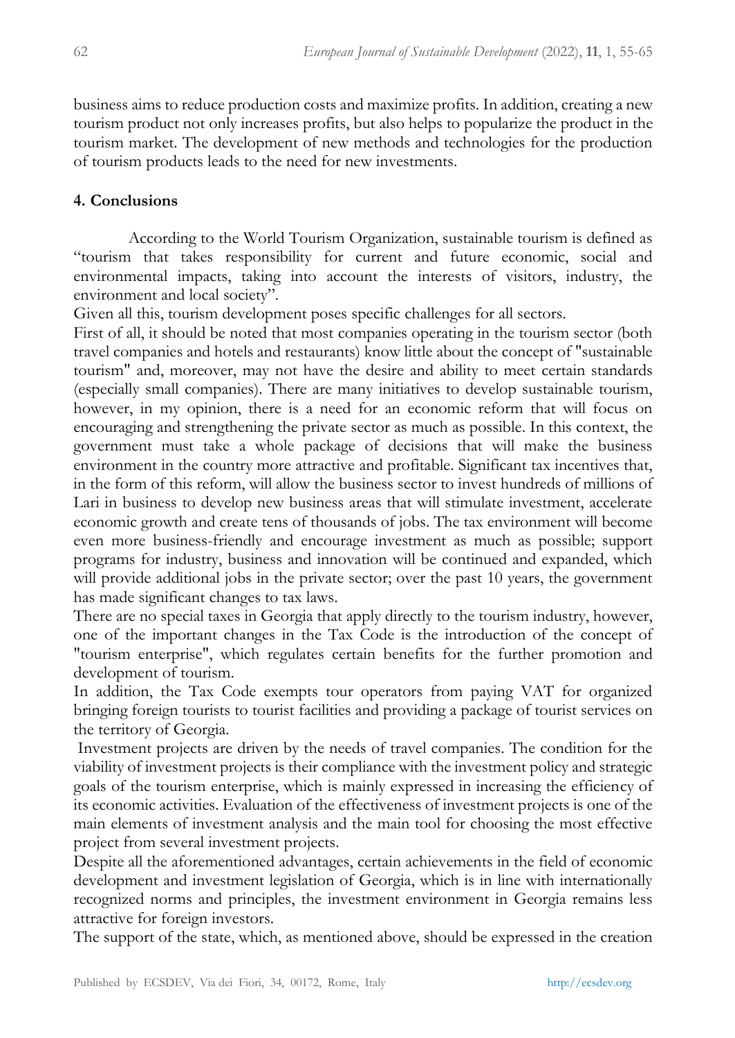business aims to reduce production costs and maximize profits. In addition, creating a new tourism product not only increases profits, but also helps to popularize the product in the tourism market. The development of new methods and technologies for the production of tourism products leads to the need for new investments.

## 4. Conclusions

According to the World Tourism Organization, sustainable tourism is defined as "tourism that takes responsibility for current and future economic, social and environmental impacts, taking into account the interests of visitors, industry, the environment and local society".

Given all this, tourism development poses specific challenges for all sectors.

First of all, it should be noted that most companies operating in the tourism sector (both travel companies and hotels and restaurants) know little about the concept of "sustainable tourism" and, moreover, may not have the desire and ability to meet certain standards (especially small companies). There are many initiatives to develop sustainable tourism, however, in my opinion, there is a need for an economic reform that will focus on encouraging and strengthening the private sector as much as possible. In this context, the government must take a whole package of decisions that will make the business environment in the country more attractive and profitable. Significant tax incentives that, in the form of this reform, will allow the business sector to invest hundreds of millions of Lari in business to develop new business areas that will stimulate investment, accelerate economic growth and create tens of thousands of jobs. The tax environment will become even more business-friendly and encourage investment as much as possible; support programs for industry, business and innovation will be continued and expanded, which will provide additional jobs in the private sector; over the past 10 years, the government has made significant changes to tax laws.

There are no special taxes in Georgia that apply directly to the tourism industry, however, one of the important changes in the Tax Code is the introduction of the concept of "tourism enterprise", which regulates certain benefits for the further promotion and development of tourism.

In addition, the Tax Code exempts tour operators from paying VAT for organized bringing foreign tourists to tourist facilities and providing a package of tourist services on the territory of Georgia.

Investment projects are driven by the needs of travel companies. The condition for the viability of investment projects is their compliance with the investment policy and strategic goals of the tourism enterprise, which is mainly expressed in increasing the efficiency of its economic activities. Evaluation of the effectiveness of investment projects is one of the main elements of investment analysis and the main tool for choosing the most effective project from several investment projects.

Despite all the aforementioned advantages, certain achievements in the field of economic development and investment legislation of Georgia, which is in line with internationally recognized norms and principles, the investment environment in Georgia remains less attractive for foreign investors.

The support of the state, which, as mentioned above, should be expressed in the creation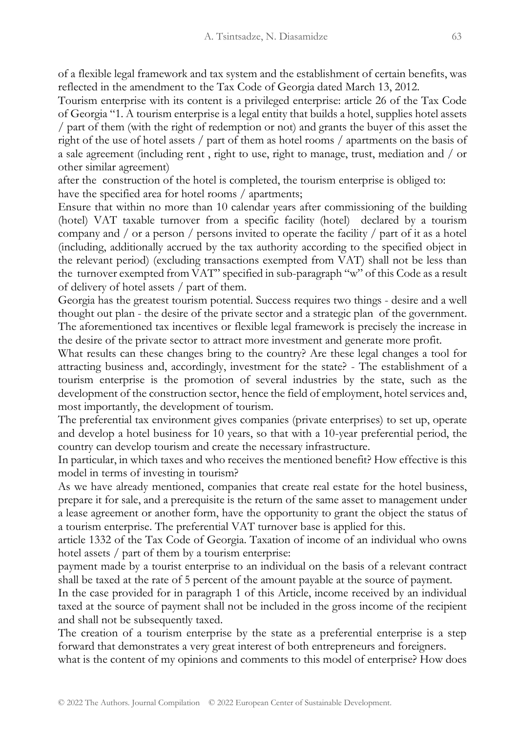of a flexible legal framework and tax system and the establishment of certain benefits, was reflected in the amendment to the Tax Code of Georgia dated March 13, 2012.

Tourism enterprise with its content is a privileged enterprise: article 26 of the Tax Code of Georgia "1. A tourism enterprise is a legal entity that builds a hotel, supplies hotel assets / part of them (with the right of redemption or not) and grants the buyer of this asset the right of the use of hotel assets / part of them as hotel rooms / apartments on the basis of a sale agreement (including rent , right to use, right to manage, trust, mediation and / or other similar agreement)

after the construction of the hotel is completed, the tourism enterprise is obliged to: have the specified area for hotel rooms / apartments;

Ensure that within no more than 10 calendar years after commissioning of the building (hotel) VAT taxable turnover from a specific facility (hotel) declared by a tourism company and / or a person / persons invited to operate the facility / part of it as a hotel (including, additionally accrued by the tax authority according to the specified object in the relevant period) (excluding transactions exempted from VAT) shall not be less than the turnover exempted from VAT" specified in sub-paragraph "w" of this Code as a result of delivery of hotel assets / part of them.

Georgia has the greatest tourism potential. Success requires two things - desire and a well thought out plan - the desire of the private sector and a strategic plan of the government. The aforementioned tax incentives or flexible legal framework is precisely the increase in the desire of the private sector to attract more investment and generate more profit.

What results can these changes bring to the country? Are these legal changes a tool for attracting business and, accordingly, investment for the state? - The establishment of a tourism enterprise is the promotion of several industries by the state, such as the development of the construction sector, hence the field of employment, hotel services and, most importantly, the development of tourism.

The preferential tax environment gives companies (private enterprises) to set up, operate and develop a hotel business for 10 years, so that with a 10-year preferential period, the country can develop tourism and create the necessary infrastructure.

In particular, in which taxes and who receives the mentioned benefit? How effective is this model in terms of investing in tourism?

As we have already mentioned, companies that create real estate for the hotel business, prepare it for sale, and a prerequisite is the return of the same asset to management under a lease agreement or another form, have the opportunity to grant the object the status of a tourism enterprise. The preferential VAT turnover base is applied for this.

article 1332 of the Tax Code of Georgia. Taxation of income of an individual who owns hotel assets / part of them by a tourism enterprise:

payment made by a tourist enterprise to an individual on the basis of a relevant contract shall be taxed at the rate of 5 percent of the amount payable at the source of payment.

In the case provided for in paragraph 1 of this Article, income received by an individual taxed at the source of payment shall not be included in the gross income of the recipient and shall not be subsequently taxed.

The creation of a tourism enterprise by the state as a preferential enterprise is a step forward that demonstrates a very great interest of both entrepreneurs and foreigners.

what is the content of my opinions and comments to this model of enterprise? How does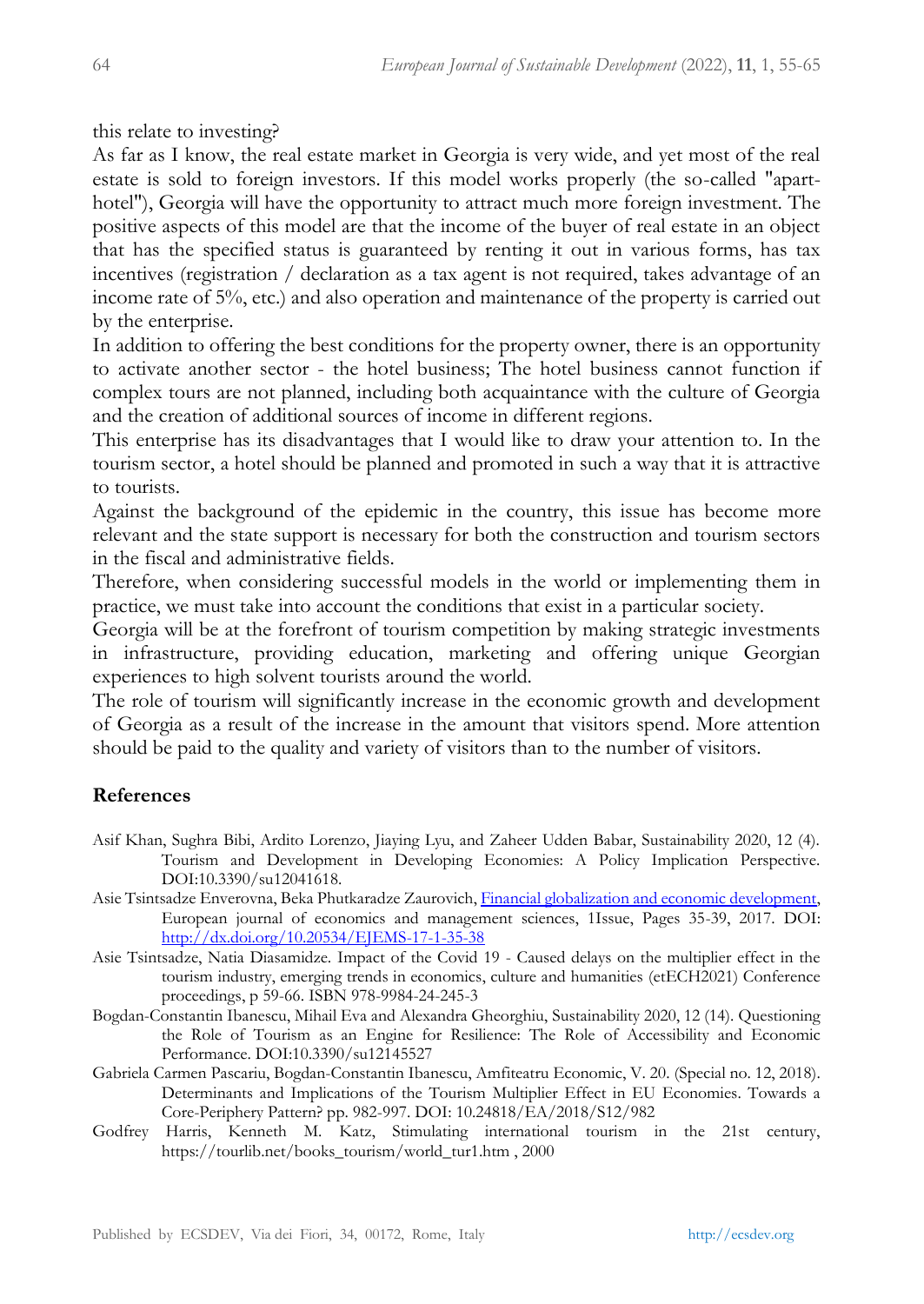this relate to investing?

As far as I know, the real estate market in Georgia is very wide, and yet most of the real estate is sold to foreign investors. If this model works properly (the so-called "apart-hotel"), Georgia will have the opportunity to attract much more foreign investment. The positive aspects of this model are that the income of the buyer of real estate in an object that has the specified status is guaranteed by renting it out in various forms, has tax incentives (registration / declaration as a tax agent is not required, takes advantage of an income rate of 5%, etc.) and also operation and maintenance of the property is carried out by the enterprise.

In addition to offering the best conditions for the property owner, there is an opportunity to activate another sector - the hotel business; The hotel business cannot function if complex tours are not planned, including both acquaintance with the culture of Georgia and the creation of additional sources of income in different regions.

This enterprise has its disadvantages that I would like to draw your attention to. In the tourism sector, a hotel should be planned and promoted in such a way that it is attractive to tourists.

Against the background of the epidemic in the country, this issue has become more relevant and the state support is necessary for both the construction and tourism sectors in the fiscal and administrative fields.

Therefore, when considering successful models in the world or implementing them in practice, we must take into account the conditions that exist in a particular society.

Georgia will be at the forefront of tourism competition by making strategic investments in infrastructure, providing education, marketing and offering unique Georgian experiences to high solvent tourists around the world.

The role of tourism will significantly increase in the economic growth and development of Georgia as a result of the increase in the amount that visitors spend. More attention should be paid to the quality and variety of visitors than to the number of visitors.

## References

Asif Khan, Sughra Bibi, Ardito Lorenzo, Jiaying Lyu, and Zaheer Udden Babar, Sustainability 2020, 12 (4). Tourism and Development in Developing Economies: A Policy Implication Perspective. DOI:10.3390/su12041618.

Asie Tsintsadze Enverovna, Beka Phutkaradze Zaurovich, Financial globalization and economic development, European journal of economics and management sciences, 1Issue, Pages 35-39, 2017. DOI: http://dx.doi.org/10.20534/EJEMS-17-1-35-38

Asie Tsintsadze, Natia Diasamidze. Impact of the Covid 19 - Caused delays on the multiplier effect in the tourism industry, emerging trends in economics, culture and humanities (etECH2021) Conference proceedings, p 59-66. ISBN 978-9984-24-245-3

Bogdan-Constantin Ibanescu, Mihail Eva and Alexandra Gheorghiu, Sustainability 2020, 12 (14). Questioning the Role of Tourism as an Engine for Resilience: The Role of Accessibility and Economic Performance. DOI:10.3390/su12145527

Gabriela Carmen Pascariu, Bogdan-Constantin Ibanescu, Amfiteatru Economic, V. 20. (Special no. 12, 2018). Determinants and Implications of the Tourism Multiplier Effect in EU Economies. Towards a Core-Periphery Pattern? pp. 982-997. DOI: 10.24818/EA/2018/S12/982

Godfrey Harris, Kenneth M. Katz, Stimulating international tourism in the 21st century, https://tourlib.net/books_tourism/world_tur1.htm , 2000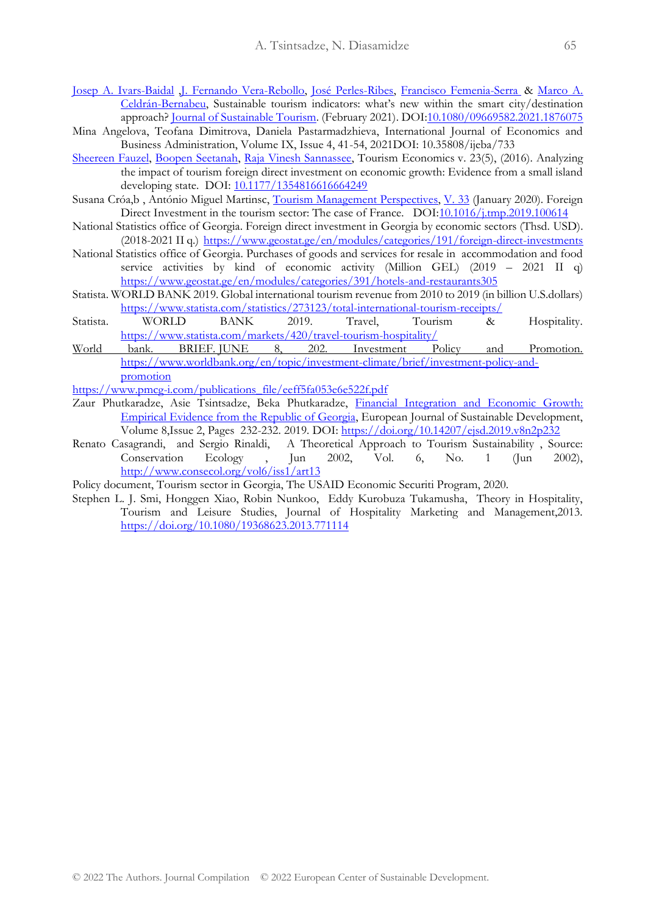Josep A. Ivars-Baidal, J. Fernando Vera-Rebollo, José Perles-Ribes, Francisco Femenia-Serra & Marco A. Celdrán-Bernabeu, Sustainable tourism indicators: what's new within the smart city/destination approach? Journal of Sustainable Tourism. (February 2021). DOI:10.1080/09669582.2021.1876075

Mina Angelova, Teofana Dimitrova, Daniela Pastarmadzhieva, International Journal of Economics and Business Administration, Volume IX, Issue 4, 41-54, 2021DOI: 10.35808/ijeba/733

Sheereen Fauzel, Boopen Seetanah, Raja Vinesh Sannassee, Tourism Economics v. 23(5), (2016). Analyzing the impact of tourism foreign direct investment on economic growth: Evidence from a small island developing state. DOI: 10.1177/1354816616664249

Susana Cróa,b , António Miguel Martinsc, Tourism Management Perspectives, V. 33 (January 2020). Foreign Direct Investment in the tourism sector: The case of France. DOI:10.1016/j.tmp.2019.100614

National Statistics office of Georgia. Foreign direct investment in Georgia by economic sectors (Thsd. USD). (2018-2021 II q.) https://www.geostat.ge/en/modules/categories/191/foreign-direct-investments

National Statistics office of Georgia. Purchases of goods and services for resale in accommodation and food service activities by kind of economic activity (Million GEL) (2019 – 2021 II q) https://www.geostat.ge/en/modules/categories/391/hotels-and-restaurants305

Statista. WORLD BANK 2019. Global international tourism revenue from 2010 to 2019 (in billion U.S.dollars) https://www.statista.com/statistics/273123/total-international-tourism-receipts/

Statista. WORLD BANK 2019. Travel, Tourism & Hospitality. https://www.statista.com/markets/420/travel-tourism-hospitality/

World bank. BRIEF. JUNE 8, 202. Investment Policy and Promotion. https://www.worldbank.org/en/topic/investment-climate/brief/investment-policy-and-promotion

https://www.pmcg-i.com/publications_file/eeff5fa053e6e522f.pdf

Zaur Phutkaradze, Asie Tsintsadze, Beka Phutkaradze, Financial Integration and Economic Growth: Empirical Evidence from the Republic of Georgia, European Journal of Sustainable Development, Volume 8,Issue 2, Pages 232-232. 2019. DOI: https://doi.org/10.14207/ejsd.2019.v8n2p232

Renato Casagrandi, and Sergio Rinaldi, A Theoretical Approach to Tourism Sustainability , Source: Conservation Ecology , Jun 2002, Vol. 6, No. 1 (Jun 2002), http://www.consecol.org/vol6/iss1/art13

Policy document, Tourism sector in Georgia, The USAID Economic Securiti Program, 2020.

Stephen L. J. Smi, Honggen Xiao, Robin Nunkoo, Eddy Kurobuza Tukamusha, Theory in Hospitality, Tourism and Leisure Studies, Journal of Hospitality Marketing and Management,2013. https://doi.org/10.1080/19368623.2013.771114